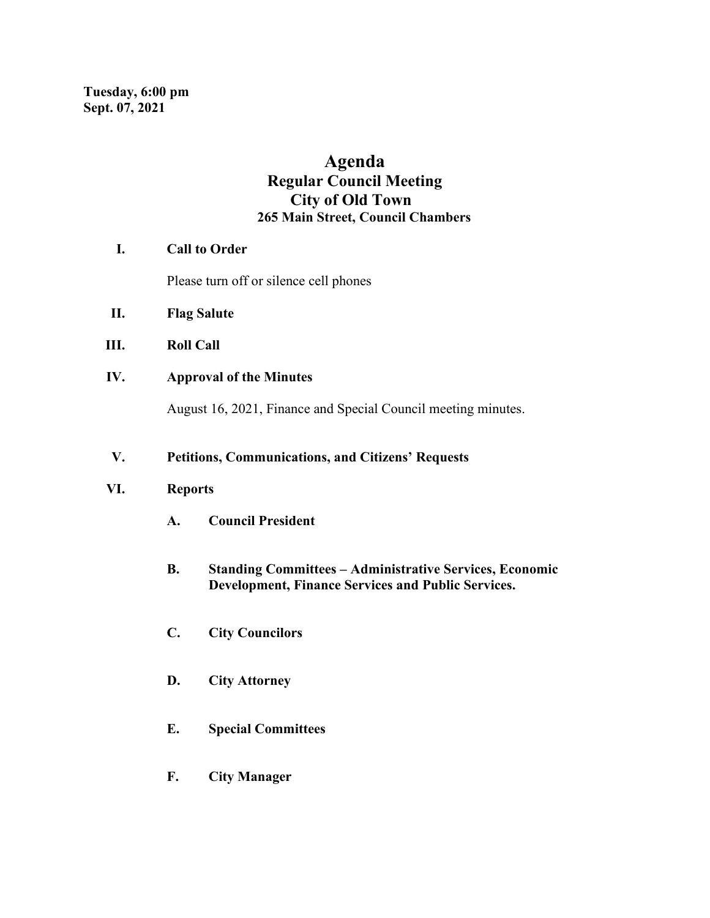**Tuesday, 6:00 pm**
**Sept. 07, 2021**

# Agenda
## Regular Council Meeting
## City of Old Town
### 265 Main Street, Council Chambers

**I. Call to Order**

Please turn off or silence cell phones

**II. Flag Salute**

**III. Roll Call**

**IV. Approval of the Minutes**

August 16, 2021, Finance and Special Council meeting minutes.

**V. Petitions, Communications, and Citizens' Requests**

**VI. Reports**

**A. Council President**

**B. Standing Committees – Administrative Services, Economic Development, Finance Services and Public Services.**

**C. City Councilors**

**D. City Attorney**

**E. Special Committees**

**F. City Manager**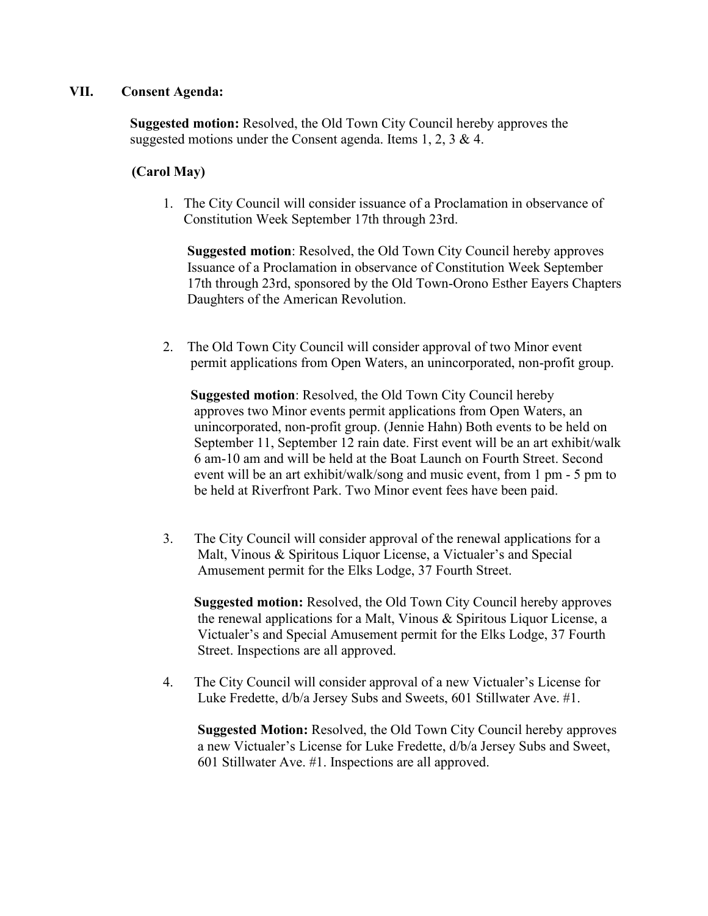## VII. Consent Agenda:

**Suggested motion:** Resolved, the Old Town City Council hereby approves the suggested motions under the Consent agenda. Items 1, 2, 3 & 4.

**(Carol May)**

1. The City Council will consider issuance of a Proclamation in observance of Constitution Week September 17th through 23rd.

   **Suggested motion**: Resolved, the Old Town City Council hereby approves Issuance of a Proclamation in observance of Constitution Week September 17th through 23rd, sponsored by the Old Town-Orono Esther Eayers Chapters Daughters of the American Revolution.

2. The Old Town City Council will consider approval of two Minor event permit applications from Open Waters, an unincorporated, non-profit group.

   **Suggested motion**: Resolved, the Old Town City Council hereby approves two Minor events permit applications from Open Waters, an unincorporated, non-profit group. (Jennie Hahn) Both events to be held on September 11, September 12 rain date. First event will be an art exhibit/walk 6 am-10 am and will be held at the Boat Launch on Fourth Street. Second event will be an art exhibit/walk/song and music event, from 1 pm - 5 pm to be held at Riverfront Park. Two Minor event fees have been paid.

3. The City Council will consider approval of the renewal applications for a Malt, Vinous & Spiritous Liquor License, a Victualer's and Special Amusement permit for the Elks Lodge, 37 Fourth Street.

   **Suggested motion:** Resolved, the Old Town City Council hereby approves the renewal applications for a Malt, Vinous & Spiritous Liquor License, a Victualer's and Special Amusement permit for the Elks Lodge, 37 Fourth Street. Inspections are all approved.

4. The City Council will consider approval of a new Victualer's License for Luke Fredette, d/b/a Jersey Subs and Sweets, 601 Stillwater Ave. #1.

   **Suggested Motion:** Resolved, the Old Town City Council hereby approves a new Victualer's License for Luke Fredette, d/b/a Jersey Subs and Sweet, 601 Stillwater Ave. #1. Inspections are all approved.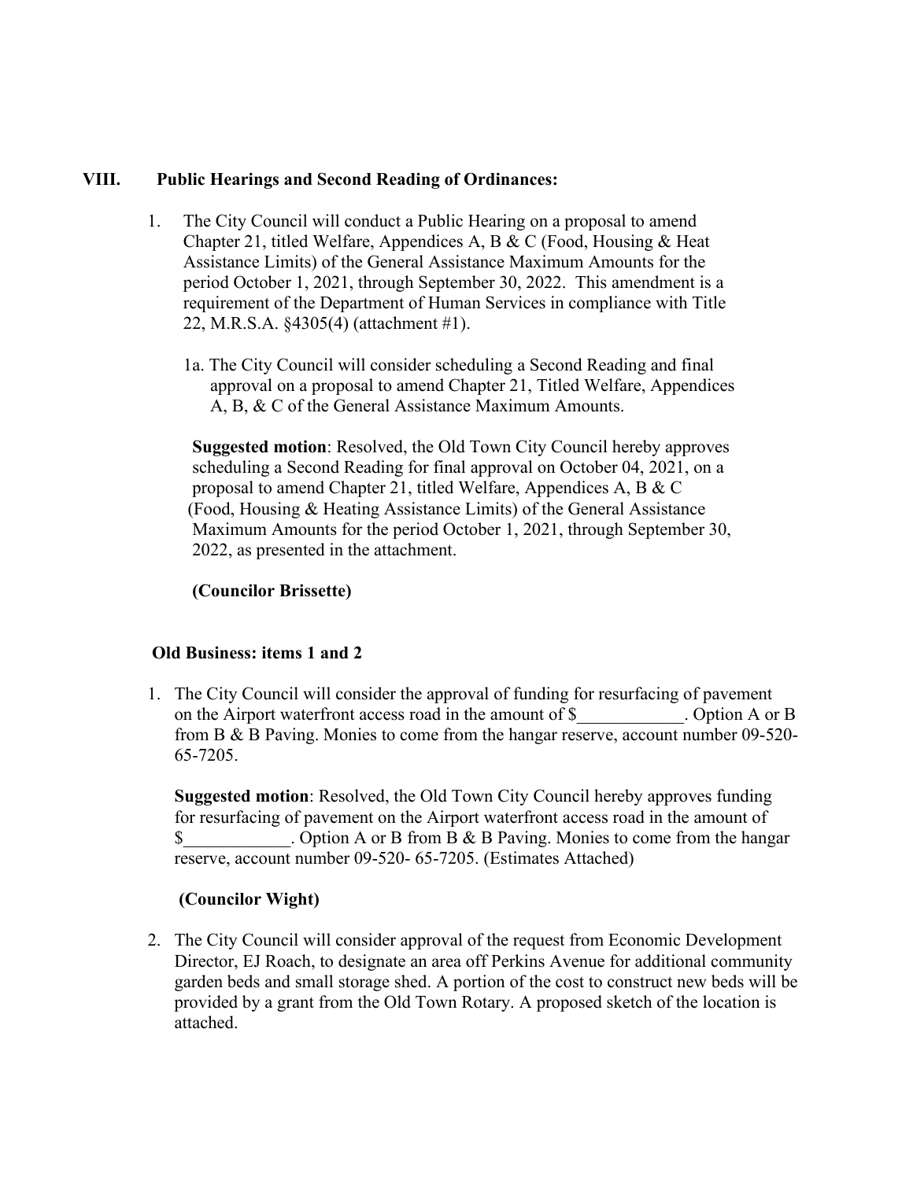## VIII. Public Hearings and Second Reading of Ordinances:

1. The City Council will conduct a Public Hearing on a proposal to amend Chapter 21, titled Welfare, Appendices A, B & C (Food, Housing & Heat Assistance Limits) of the General Assistance Maximum Amounts for the period October 1, 2021, through September 30, 2022. This amendment is a requirement of the Department of Human Services in compliance with Title 22, M.R.S.A. §4305(4) (attachment #1).

   1a. The City Council will consider scheduling a Second Reading and final approval on a proposal to amend Chapter 21, Titled Welfare, Appendices A, B, & C of the General Assistance Maximum Amounts.

   **Suggested motion**: Resolved, the Old Town City Council hereby approves scheduling a Second Reading for final approval on October 04, 2021, on a proposal to amend Chapter 21, titled Welfare, Appendices A, B & C (Food, Housing & Heating Assistance Limits) of the General Assistance Maximum Amounts for the period October 1, 2021, through September 30, 2022, as presented in the attachment.

   **(Councilor Brissette)**

### Old Business: items 1 and 2

1. The City Council will consider the approval of funding for resurfacing of pavement on the Airport waterfront access road in the amount of $____________. Option A or B from B & B Paving. Monies to come from the hangar reserve, account number 09-520-65-7205.

   **Suggested motion**: Resolved, the Old Town City Council hereby approves funding for resurfacing of pavement on the Airport waterfront access road in the amount of $____________. Option A or B from B & B Paving. Monies to come from the hangar reserve, account number 09-520- 65-7205. (Estimates Attached)

   **(Councilor Wight)**

2. The City Council will consider approval of the request from Economic Development Director, EJ Roach, to designate an area off Perkins Avenue for additional community garden beds and small storage shed. A portion of the cost to construct new beds will be provided by a grant from the Old Town Rotary. A proposed sketch of the location is attached.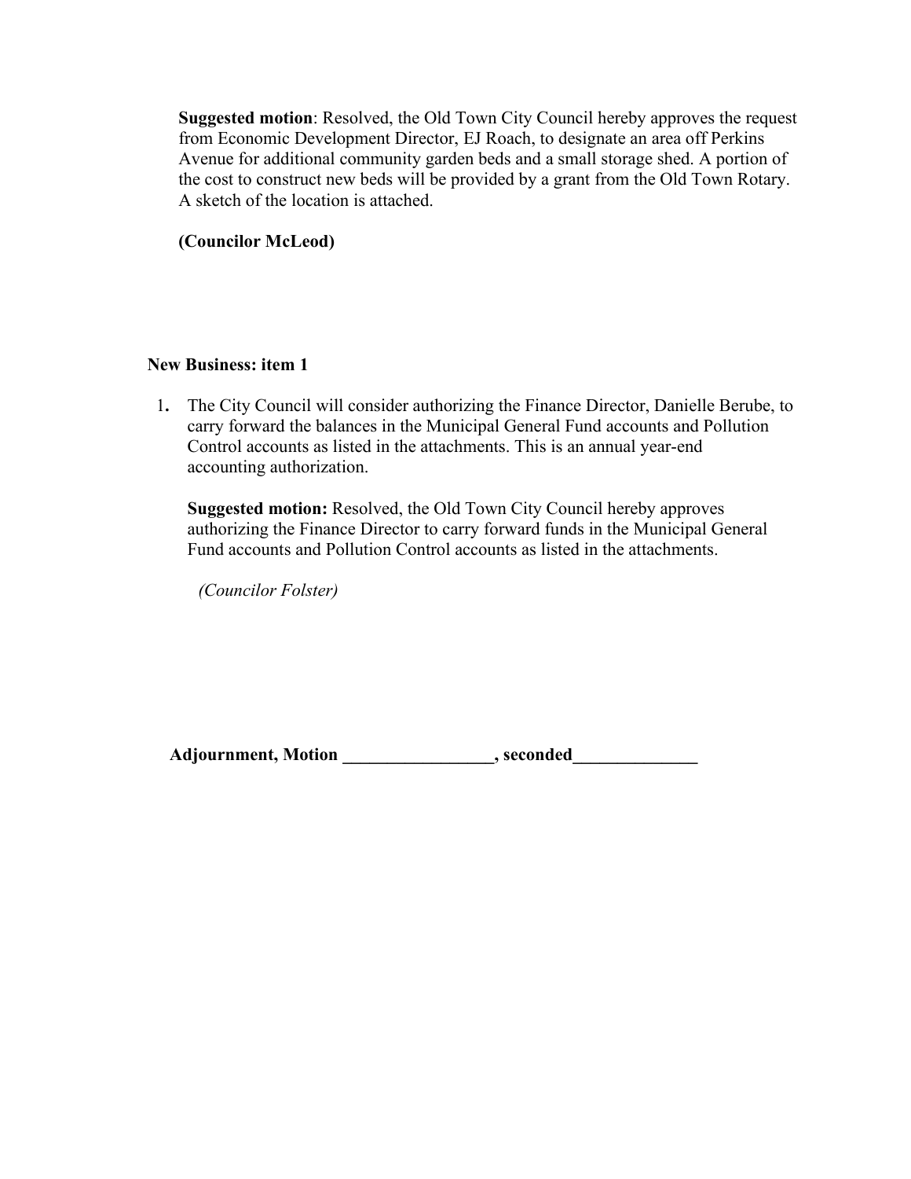**Suggested motion**: Resolved, the Old Town City Council hereby approves the request from Economic Development Director, EJ Roach, to designate an area off Perkins Avenue for additional community garden beds and a small storage shed. A portion of the cost to construct new beds will be provided by a grant from the Old Town Rotary. A sketch of the location is attached.

**(Councilor McLeod)**

**New Business: item 1**

1. The City Council will consider authorizing the Finance Director, Danielle Berube, to carry forward the balances in the Municipal General Fund accounts and Pollution Control accounts as listed in the attachments. This is an annual year-end accounting authorization.

   **Suggested motion:** Resolved, the Old Town City Council hereby approves authorizing the Finance Director to carry forward funds in the Municipal General Fund accounts and Pollution Control accounts as listed in the attachments.

   *(Councilor Folster)*

**Adjournment, Motion _________________, seconded______________**